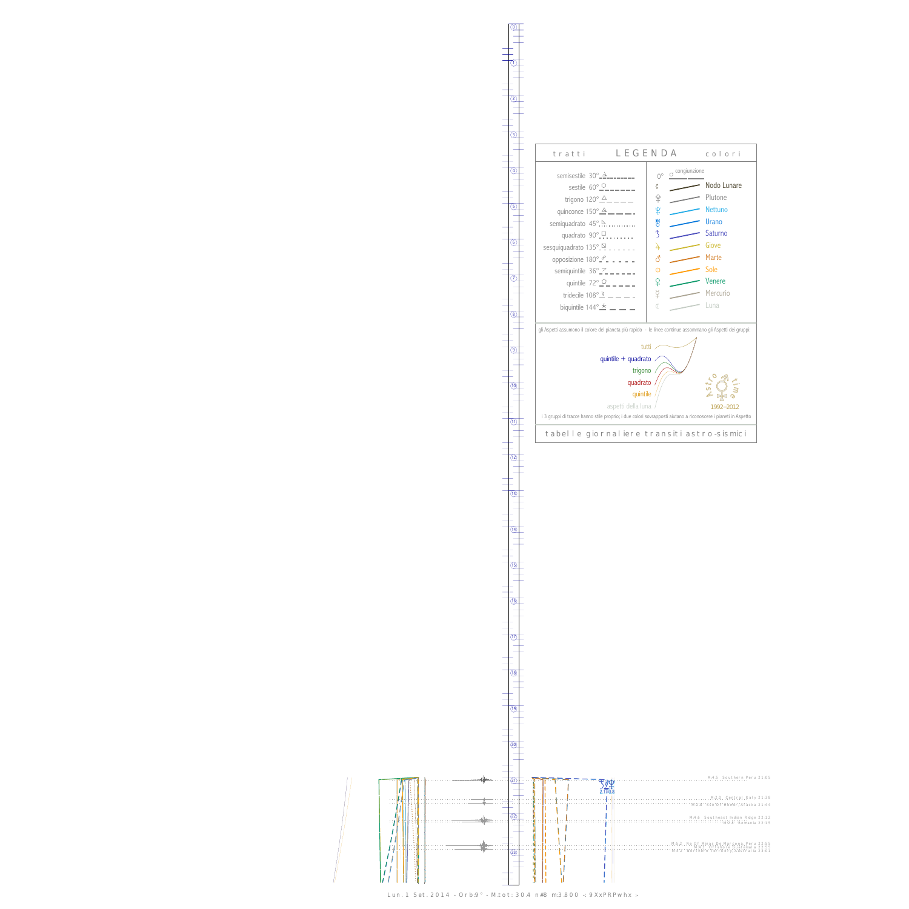# LEGENDA

**tratti**

- semisestile 30°
- sestile 60°
- trigono 120°
- quinconce 150°
- semiquadrato 45°
- quadrato 90°
- sesquiquadrato 135°
- opposizione 180°
- semiquintile 36°
- quintile 72°
- tridecile 108°
- biquintile 144°

**colori**

- 0° congiunzione
- Nodo Lunare
- Plutone
- Nettuno
- Urano
- Saturno
- Giove
- Marte
- Sole
- Venere
- Mercurio
- Luna

gli Aspetti assumono il colore del pianeta più rapido - le linee continue assommano gli Aspetti dei gruppi:

- tutti
- quintile + quadrato
- trigono
- quadrato
- quintile
- aspetti della luna

Astro time 1992–2012

i 3 gruppi di tracce hanno stile proprio; i due colori sovrapposti aiutano a riconoscere i pianeti in Aspetto

tabelle giornaliere transiti astro-sismici

M4.5 Southern Peru 21:05

M2.0 Central Italy 21:38

M2.8 Sea Of Romer Alaska 21:44

M4.6 Southeast Indian Ridge 22:12

M2.8 Romania 22:15

M5.2 Ne Of Minas De Marcona Peru 22:55

M4.3 Offshore Guatemala 22:55

M4.2 Northern Territory Australia 23:01

2.1 0.8

Lun. 1 Set. 2014 - Orb:9° - M.tot: 30.4 n#8 m:3.800 -: 9XxPRPwhx :-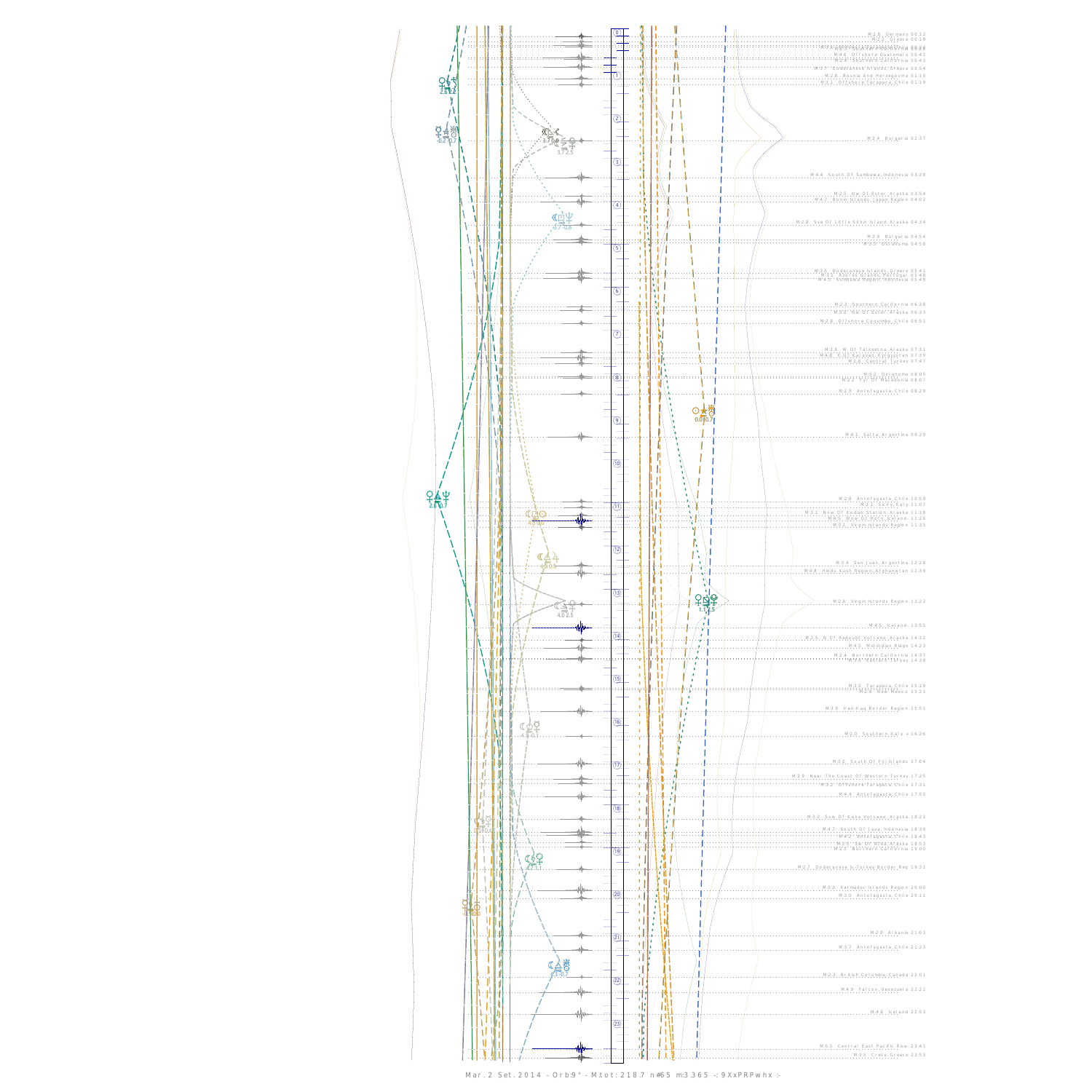M 2.8 Germany 00:12
M 2.2 Greece 00:19
M 4.6 Offshore Guatemala 00:41
M 2.1 Dodecanese Islands Greece 00:54
M 2.8 Bosnia And Herzegovina 01:10
M 3.1 Offshore Tarapaca Chile 01:19
M 3.4 Bulgaria 02:37
M 4.4 South Of Sumbawa Indonesia 03:28
M 2.5 Nw Of Ester Alaska 03:54
M 4.7 Bonin Islands Japan Region 04:02
M 2.8 Sse Of Little Sitkin Island Alaska 04:34
M 2.9 Bulgaria 04:54
M 3.3 Oklahoma 04:58
M 3.5 Dodecanese Islands Greece 05:41
M 3.1 Azores Islands Portugal 05:46
M 4.5 Sumbawa Region Indonesia 05:48
M 2.3 Southern California 06:28
M 3.0 Nw Of Ester Alaska 06:33
M 2.8 Offshore Coquimbo Chile 06:51
M 2.8 W Of Talkeetna Alaska 07:31
M 4.8 E Of Karakul Kyrgyzstan 07:39
M 2.8 Central Turkey 07:47
M 3.2 Oklahoma 08:05
M 2.1 Ene Of Wasilla Alaska 08:07
M 2.9 Antofagasta Chile 08:29
M 4.1 Salta Argentina 09:29
M 2.8 Antofagasta Chile 10:59
M 2.1 Sicily Italy 11:07
M 3.1 Nnw Of Kodiak Station Alaska 11:18
M 4.1 Nnw Of Horn Iceland 11:26
M 3.1 Virgin Islands Region 11:35
M 3.4 San Juan Argentina 12:28
M 4.4 Hindu Kush Region Afghanistan 12:39
M 2.6 Virgin Islands Region 13:22
M 4.5 Iceland 13:55
M 2.5 N Of Redoubt Volcano Alaska 14:12
M 4.5 Midindian Ridge 14:23
M 2.4 Northern California 14:37
M 2.4 Central Turkey 14:38
M 3.0 Tarapaca Chile 15:19
M 3.4 New Mexico 15:21
M 3.8 Iran-Iraq Border Region 15:51
M 3.0 Southern Italy 16:26
M 5.0 South Of Fiji Islands 17:04
M 2.9 Near The Coast Of Western Turkey 17:25
M 3.2 Offshore Tarapaca Chile 17:31
M 4.4 Antofagasta Chile 17:50
M 3.0 Sse Of Kobe Volcano Alaska 18:21
M 4.7 South Of Java Indonesia 18:39
M 4.2 Antofagasta Chile 18:43
M 2.5 Nw Of Nikolai Alaska 18:53
M 2.3 Northern California 19:00
M 2.7 Dodecanese Is-Turkey Border Reg 19:31
M 5.0 Kermadec Islands Region 20:00
M 3.0 Antofagasta Chile 20:11
M 2.9 Albania 21:03
M 3.7 Antofagasta Chile 21:23
M 2.3 British Columbia Canada 22:01
M 4.0 Falcon Venezuela 22:22
M 4.6 Iceland 22:53
M 5.5 Central East Pacific Rise 23:41
M 3.5 Crete Greece 23:53

Mar. 2 Set. 2014 - Orb:9° - Mtot: 218.7 n#65 m:3.365 -: 9XxPRPwhx :-